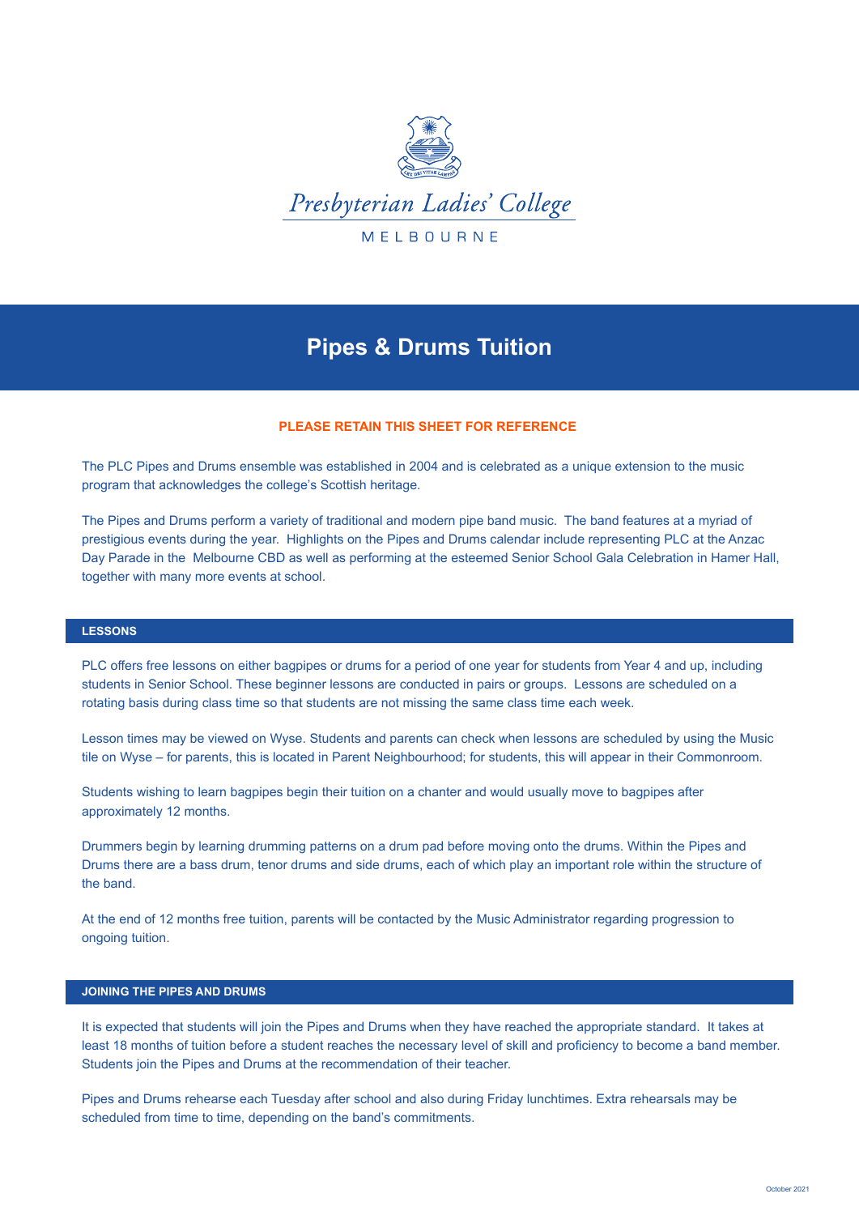Presbyterian Ladies' College

MELBOURNE

# Pipes & Drums Tuition

**PLEASE RETAIN THIS SHEET FOR REFERENCE**

The PLC Pipes and Drums ensemble was established in 2004 and is celebrated as a unique extension to the music program that acknowledges the college's Scottish heritage.

The Pipes and Drums perform a variety of traditional and modern pipe band music. The band features at a myriad of prestigious events during the year. Highlights on the Pipes and Drums calendar include representing PLC at the Anzac Day Parade in the Melbourne CBD as well as performing at the esteemed Senior School Gala Celebration in Hamer Hall, together with many more events at school.

## LESSONS

PLC offers free lessons on either bagpipes or drums for a period of one year for students from Year 4 and up, including students in Senior School. These beginner lessons are conducted in pairs or groups. Lessons are scheduled on a rotating basis during class time so that students are not missing the same class time each week.

Lesson times may be viewed on Wyse. Students and parents can check when lessons are scheduled by using the Music tile on Wyse – for parents, this is located in Parent Neighbourhood; for students, this will appear in their Commonroom.

Students wishing to learn bagpipes begin their tuition on a chanter and would usually move to bagpipes after approximately 12 months.

Drummers begin by learning drumming patterns on a drum pad before moving onto the drums. Within the Pipes and Drums there are a bass drum, tenor drums and side drums, each of which play an important role within the structure of the band.

At the end of 12 months free tuition, parents will be contacted by the Music Administrator regarding progression to ongoing tuition.

## JOINING THE PIPES AND DRUMS

It is expected that students will join the Pipes and Drums when they have reached the appropriate standard. It takes at least 18 months of tuition before a student reaches the necessary level of skill and proficiency to become a band member. Students join the Pipes and Drums at the recommendation of their teacher.

Pipes and Drums rehearse each Tuesday after school and also during Friday lunchtimes. Extra rehearsals may be scheduled from time to time, depending on the band's commitments.

October 2021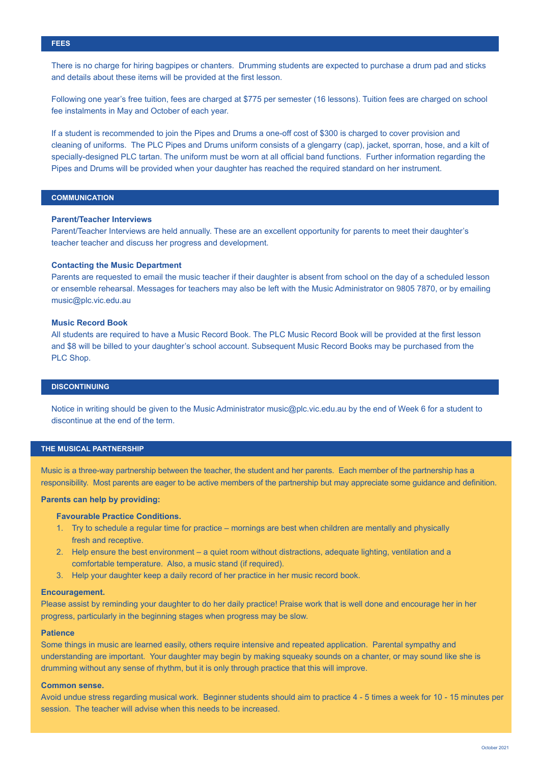## FEES

There is no charge for hiring bagpipes or chanters. Drumming students are expected to purchase a drum pad and sticks and details about these items will be provided at the first lesson.

Following one year's free tuition, fees are charged at $775 per semester (16 lessons). Tuition fees are charged on school fee instalments in May and October of each year.

If a student is recommended to join the Pipes and Drums a one-off cost of $300 is charged to cover provision and cleaning of uniforms. The PLC Pipes and Drums uniform consists of a glengarry (cap), jacket, sporran, hose, and a kilt of specially-designed PLC tartan. The uniform must be worn at all official band functions. Further information regarding the Pipes and Drums will be provided when your daughter has reached the required standard on her instrument.

## COMMUNICATION

**Parent/Teacher Interviews**

Parent/Teacher Interviews are held annually. These are an excellent opportunity for parents to meet their daughter's teacher teacher and discuss her progress and development.

**Contacting the Music Department**

Parents are requested to email the music teacher if their daughter is absent from school on the day of a scheduled lesson or ensemble rehearsal. Messages for teachers may also be left with the Music Administrator on 9805 7870, or by emailing music@plc.vic.edu.au

**Music Record Book**

All students are required to have a Music Record Book. The PLC Music Record Book will be provided at the first lesson and $8 will be billed to your daughter's school account. Subsequent Music Record Books may be purchased from the PLC Shop.

## DISCONTINUING

Notice in writing should be given to the Music Administrator music@plc.vic.edu.au by the end of Week 6 for a student to discontinue at the end of the term.

## THE MUSICAL PARTNERSHIP

Music is a three-way partnership between the teacher, the student and her parents. Each member of the partnership has a responsibility. Most parents are eager to be active members of the partnership but may appreciate some guidance and definition.

**Parents can help by providing:**

**Favourable Practice Conditions.**

1. Try to schedule a regular time for practice – mornings are best when children are mentally and physically fresh and receptive.
2. Help ensure the best environment – a quiet room without distractions, adequate lighting, ventilation and a comfortable temperature. Also, a music stand (if required).
3. Help your daughter keep a daily record of her practice in her music record book.

**Encouragement.**

Please assist by reminding your daughter to do her daily practice! Praise work that is well done and encourage her in her progress, particularly in the beginning stages when progress may be slow.

**Patience**

Some things in music are learned easily, others require intensive and repeated application. Parental sympathy and understanding are important. Your daughter may begin by making squeaky sounds on a chanter, or may sound like she is drumming without any sense of rhythm, but it is only through practice that this will improve.

**Common sense.**

Avoid undue stress regarding musical work. Beginner students should aim to practice 4 - 5 times a week for 10 - 15 minutes per session. The teacher will advise when this needs to be increased.

October 2021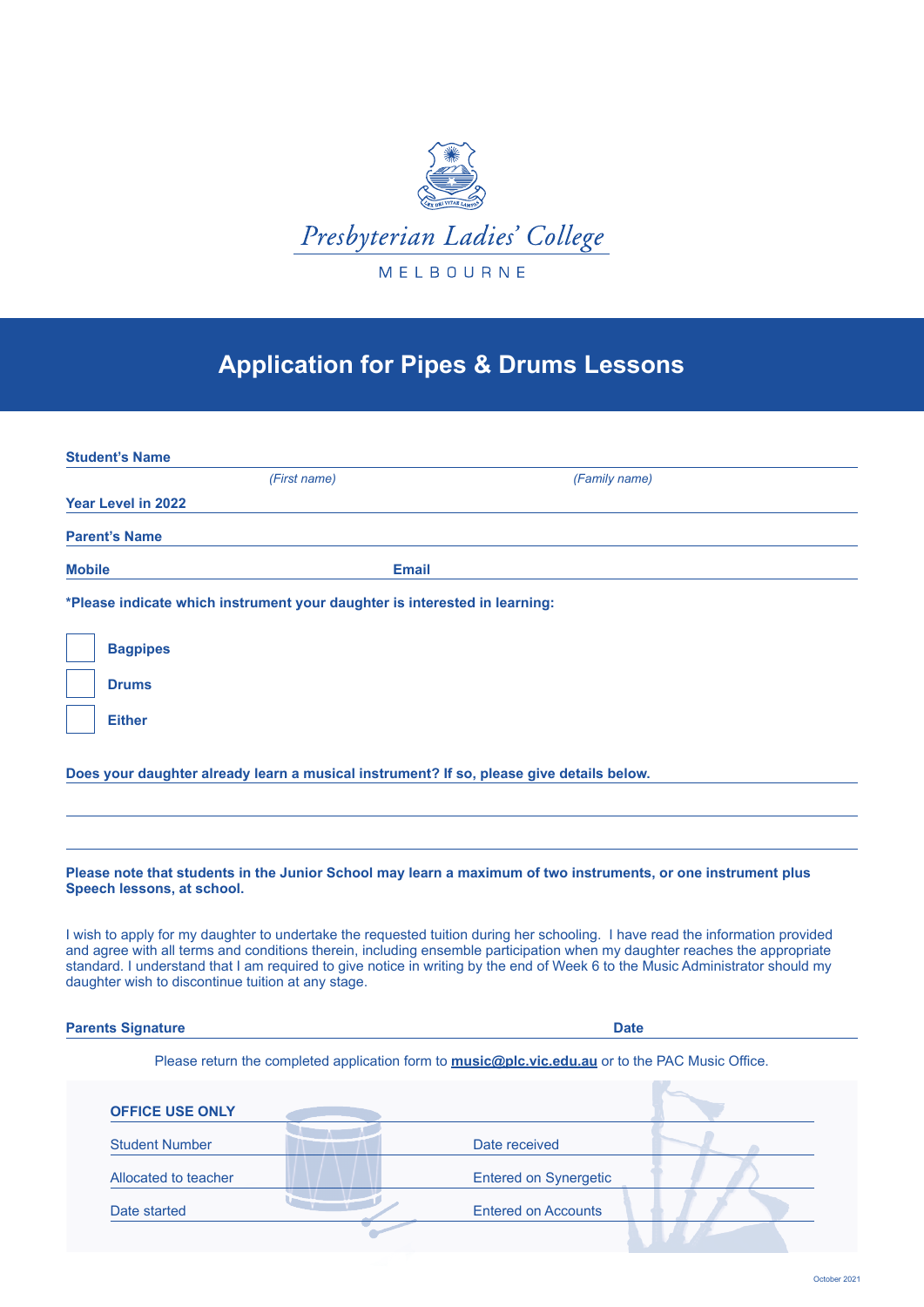Presbyterian Ladies' College

MELBOURNE

# Application for Pipes & Drums Lessons

**Student's Name** ______________________________

*(First name)* *(Family name)*

**Year Level in 2022** ______________________________

**Parent's Name** ______________________________

**Mobile** ______________ **Email** ______________

**\*Please indicate which instrument your daughter is interested in learning:**

- [ ] **Bagpipes**
- [ ] **Drums**
- [ ] **Either**

**Does your daughter already learn a musical instrument? If so, please give details below.**

______________________________

______________________________

**Please note that students in the Junior School may learn a maximum of two instruments, or one instrument plus Speech lessons, at school.**

I wish to apply for my daughter to undertake the requested tuition during her schooling. I have read the information provided and agree with all terms and conditions therein, including ensemble participation when my daughter reaches the appropriate standard. I understand that I am required to give notice in writing by the end of Week 6 to the Music Administrator should my daughter wish to discontinue tuition at any stage.

**Parents Signature** ______________ **Date** ______________

Please return the completed application form to **music@plc.vic.edu.au** or to the PAC Music Office.

**OFFICE USE ONLY**

| | |
|---|---|
| Student Number | Date received |
| Allocated to teacher | Entered on Synergetic |
| Date started | Entered on Accounts |

October 2021